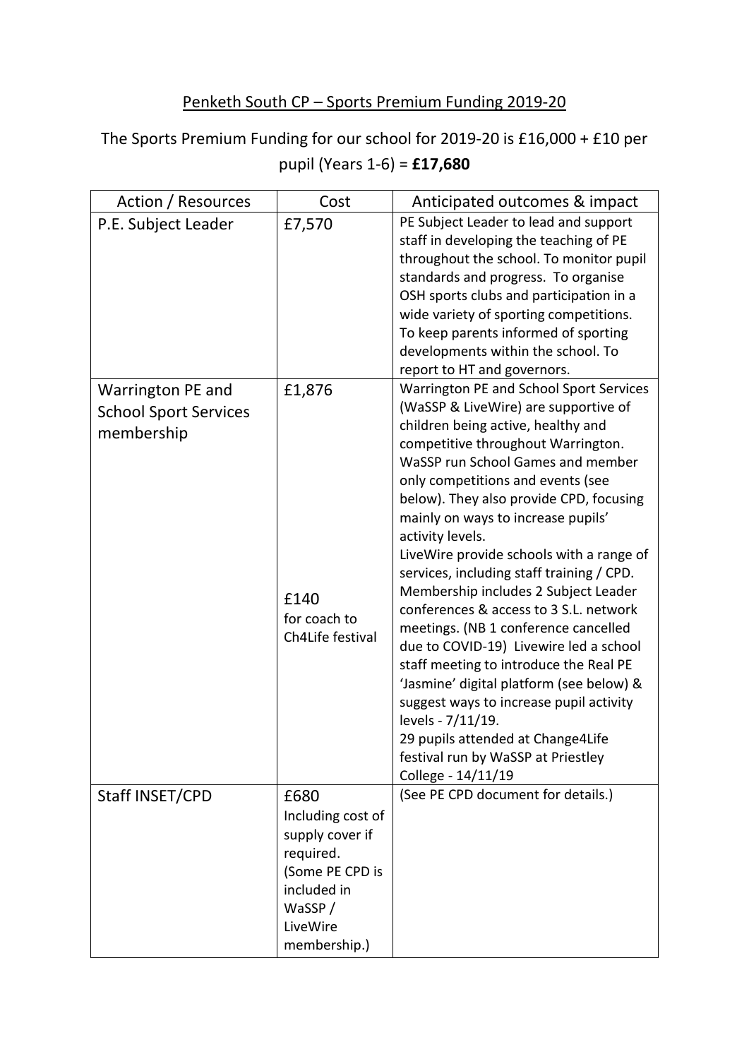# Penketh South CP – Sports Premium Funding 2019-20

The Sports Premium Funding for our school for 2019-20 is £16,000 + £10 per pupil (Years 1-6) = **£17,680**

| Action / Resources | Cost | Anticipated outcomes & impact |
|---|---|---|
| P.E. Subject Leader | £7,570 | PE Subject Leader to lead and support staff in developing the teaching of PE throughout the school. To monitor pupil standards and progress. To organise OSH sports clubs and participation in a wide variety of sporting competitions. To keep parents informed of sporting developments within the school. To report to HT and governors. |
| Warrington PE and School Sport Services membership | £1,876<br><br>£140 for coach to Ch4Life festival | Warrington PE and School Sport Services (WaSSP & LiveWire) are supportive of children being active, healthy and competitive throughout Warrington. WaSSP run School Games and member only competitions and events (see below). They also provide CPD, focusing mainly on ways to increase pupils' activity levels.<br>LiveWire provide schools with a range of services, including staff training / CPD. Membership includes 2 Subject Leader conferences & access to 3 S.L. network meetings. (NB 1 conference cancelled due to COVID-19) Livewire led a school staff meeting to introduce the Real PE 'Jasmine' digital platform (see below) & suggest ways to increase pupil activity levels - 7/11/19.<br>29 pupils attended at Change4Life festival run by WaSSP at Priestley College - 14/11/19 |
| Staff INSET/CPD | £680 Including cost of supply cover if required. (Some PE CPD is included in WaSSP / LiveWire membership.) | (See PE CPD document for details.) |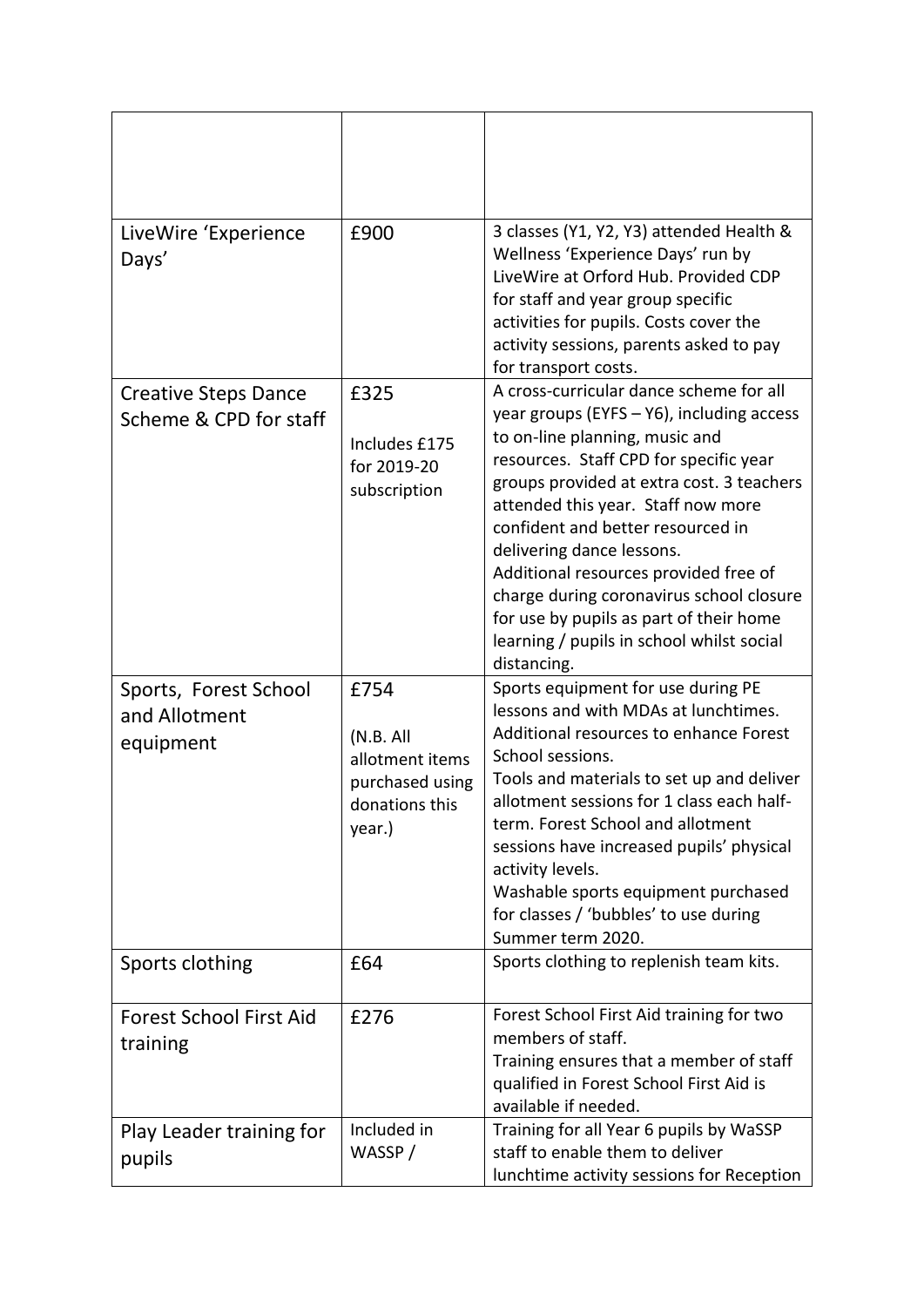|  |  |  |
|---|---|---|
| LiveWire 'Experience Days' | £900 | 3 classes (Y1, Y2, Y3) attended Health & Wellness 'Experience Days' run by LiveWire at Orford Hub. Provided CDP for staff and year group specific activities for pupils. Costs cover the activity sessions, parents asked to pay for transport costs. |
| Creative Steps Dance Scheme & CPD for staff | £325<br><br>Includes £175 for 2019-20 subscription | A cross-curricular dance scheme for all year groups (EYFS – Y6), including access to on-line planning, music and resources. Staff CPD for specific year groups provided at extra cost. 3 teachers attended this year. Staff now more confident and better resourced in delivering dance lessons.<br>Additional resources provided free of charge during coronavirus school closure for use by pupils as part of their home learning / pupils in school whilst social distancing. |
| Sports, Forest School and Allotment equipment | £754<br><br>(N.B. All allotment items purchased using donations this year.) | Sports equipment for use during PE lessons and with MDAs at lunchtimes.<br>Additional resources to enhance Forest School sessions.<br>Tools and materials to set up and deliver allotment sessions for 1 class each half-term. Forest School and allotment sessions have increased pupils' physical activity levels.<br>Washable sports equipment purchased for classes / 'bubbles' to use during Summer term 2020. |
| Sports clothing | £64 | Sports clothing to replenish team kits. |
| Forest School First Aid training | £276 | Forest School First Aid training for two members of staff.<br>Training ensures that a member of staff qualified in Forest School First Aid is available if needed. |
| Play Leader training for pupils | Included in WASSP / | Training for all Year 6 pupils by WaSSP staff to enable them to deliver lunchtime activity sessions for Reception |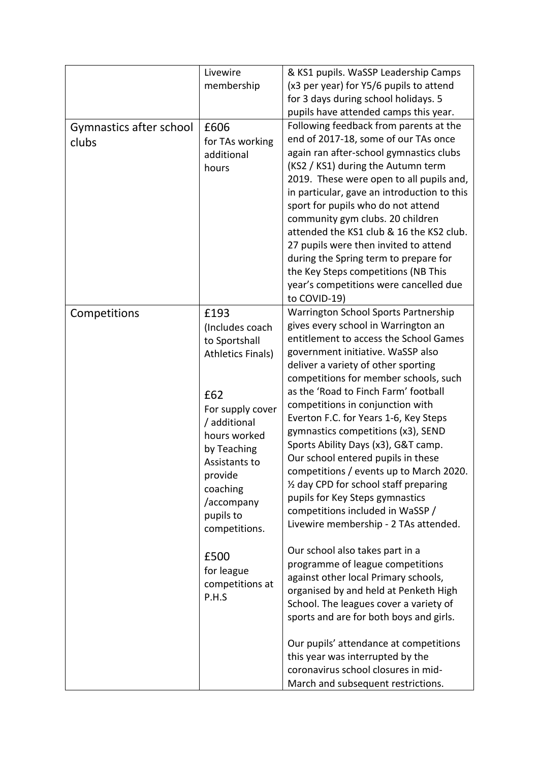| | | |
|---|---|---|
| | Livewire membership | & KS1 pupils. WaSSP Leadership Camps (x3 per year) for Y5/6 pupils to attend for 3 days during school holidays. 5 pupils have attended camps this year. |
| Gymnastics after school clubs | £606<br>for TAs working additional hours | Following feedback from parents at the end of 2017-18, some of our TAs once again ran after-school gymnastics clubs (KS2 / KS1) during the Autumn term 2019. These were open to all pupils and, in particular, gave an introduction to this sport for pupils who do not attend community gym clubs. 20 children attended the KS1 club & 16 the KS2 club. 27 pupils were then invited to attend during the Spring term to prepare for the Key Steps competitions (NB This year's competitions were cancelled due to COVID-19) |
| Competitions | £193<br>(Includes coach to Sportshall Athletics Finals)<br><br>£62<br>For supply cover / additional hours worked by Teaching Assistants to provide coaching /accompany pupils to competitions.<br><br>£500<br>for league competitions at P.H.S | Warrington School Sports Partnership gives every school in Warrington an entitlement to access the School Games government initiative. WaSSP also deliver a variety of other sporting competitions for member schools, such as the 'Road to Finch Farm' football competitions in conjunction with Everton F.C. for Years 1-6, Key Steps gymnastics competitions (x3), SEND Sports Ability Days (x3), G&T camp. Our school entered pupils in these competitions / events up to March 2020. ½ day CPD for school staff preparing pupils for Key Steps gymnastics competitions included in WaSSP / Livewire membership - 2 TAs attended.<br><br>Our school also takes part in a programme of league competitions against other local Primary schools, organised by and held at Penketh High School. The leagues cover a variety of sports and are for both boys and girls.<br><br>Our pupils' attendance at competitions this year was interrupted by the coronavirus school closures in mid-March and subsequent restrictions. |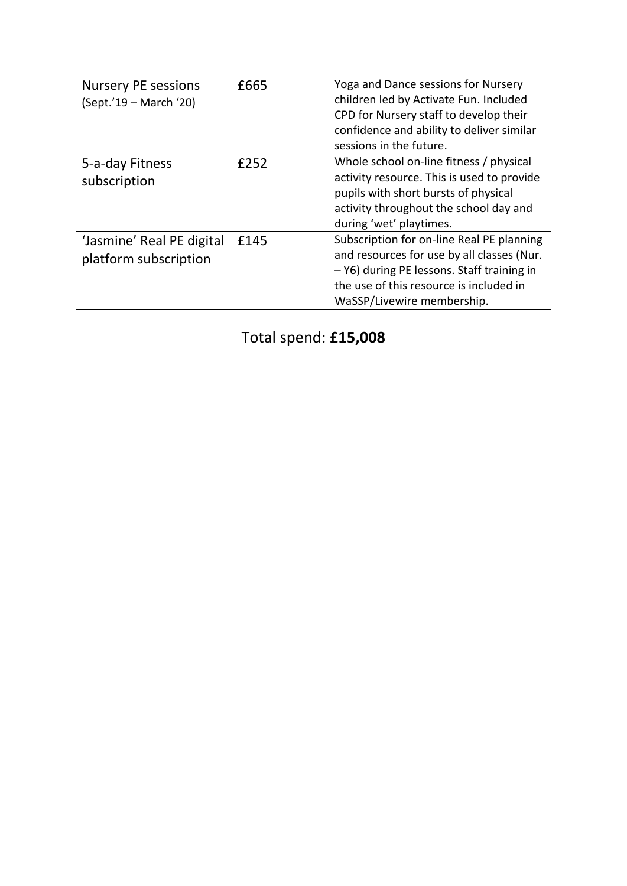| | | |
|---|---|---|
| Nursery PE sessions (Sept.'19 – March '20) | £665 | Yoga and Dance sessions for Nursery children led by Activate Fun. Included CPD for Nursery staff to develop their confidence and ability to deliver similar sessions in the future. |
| 5-a-day Fitness subscription | £252 | Whole school on-line fitness / physical activity resource. This is used to provide pupils with short bursts of physical activity throughout the school day and during 'wet' playtimes. |
| 'Jasmine' Real PE digital platform subscription | £145 | Subscription for on-line Real PE planning and resources for use by all classes (Nur. – Y6) during PE lessons. Staff training in the use of this resource is included in WaSSP/Livewire membership. |
| Total spend: **£15,008** | | |